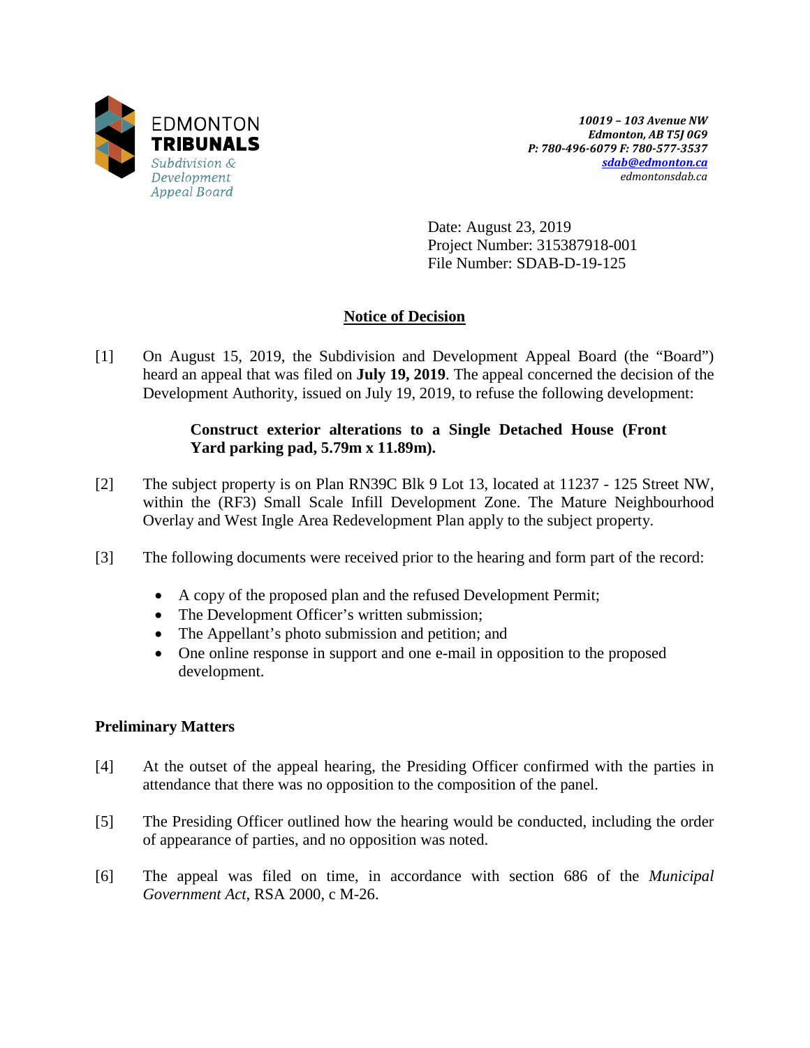EDMONTON **TRIBUNALS**
*Subdivision & Development Appeal Board*

***10019 – 103 Avenue NW***
***Edmonton, AB T5J 0G9***
***P: 780-496-6079 F: 780-577-3537***
***sdab@edmonton.ca***
*edmontonsdab.ca*

Date: August 23, 2019
Project Number: 315387918-001
File Number: SDAB-D-19-125

## Notice of Decision

[1] On August 15, 2019, the Subdivision and Development Appeal Board (the "Board") heard an appeal that was filed on **July 19, 2019**. The appeal concerned the decision of the Development Authority, issued on July 19, 2019, to refuse the following development:

> **Construct exterior alterations to a Single Detached House (Front Yard parking pad, 5.79m x 11.89m).**

[2] The subject property is on Plan RN39C Blk 9 Lot 13, located at 11237 - 125 Street NW, within the (RF3) Small Scale Infill Development Zone. The Mature Neighbourhood Overlay and West Ingle Area Redevelopment Plan apply to the subject property.

[3] The following documents were received prior to the hearing and form part of the record:

- A copy of the proposed plan and the refused Development Permit;
- The Development Officer's written submission;
- The Appellant's photo submission and petition; and
- One online response in support and one e-mail in opposition to the proposed development.

### Preliminary Matters

[4] At the outset of the appeal hearing, the Presiding Officer confirmed with the parties in attendance that there was no opposition to the composition of the panel.

[5] The Presiding Officer outlined how the hearing would be conducted, including the order of appearance of parties, and no opposition was noted.

[6] The appeal was filed on time, in accordance with section 686 of the *Municipal Government Act*, RSA 2000, c M-26.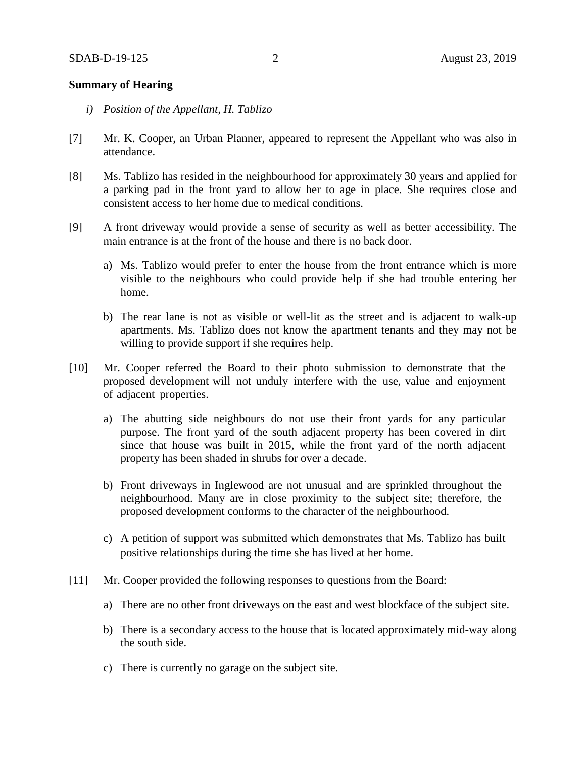**Summary of Hearing**

*i) Position of the Appellant, H. Tablizo*

[7] Mr. K. Cooper, an Urban Planner, appeared to represent the Appellant who was also in attendance.

[8] Ms. Tablizo has resided in the neighbourhood for approximately 30 years and applied for a parking pad in the front yard to allow her to age in place. She requires close and consistent access to her home due to medical conditions.

[9] A front driveway would provide a sense of security as well as better accessibility. The main entrance is at the front of the house and there is no back door.

a) Ms. Tablizo would prefer to enter the house from the front entrance which is more visible to the neighbours who could provide help if she had trouble entering her home.

b) The rear lane is not as visible or well-lit as the street and is adjacent to walk-up apartments. Ms. Tablizo does not know the apartment tenants and they may not be willing to provide support if she requires help.

[10] Mr. Cooper referred the Board to their photo submission to demonstrate that the proposed development will not unduly interfere with the use, value and enjoyment of adjacent properties.

a) The abutting side neighbours do not use their front yards for any particular purpose. The front yard of the south adjacent property has been covered in dirt since that house was built in 2015, while the front yard of the north adjacent property has been shaded in shrubs for over a decade.

b) Front driveways in Inglewood are not unusual and are sprinkled throughout the neighbourhood. Many are in close proximity to the subject site; therefore, the proposed development conforms to the character of the neighbourhood.

c) A petition of support was submitted which demonstrates that Ms. Tablizo has built positive relationships during the time she has lived at her home.

[11] Mr. Cooper provided the following responses to questions from the Board:

a) There are no other front driveways on the east and west blockface of the subject site.

b) There is a secondary access to the house that is located approximately mid-way along the south side.

c) There is currently no garage on the subject site.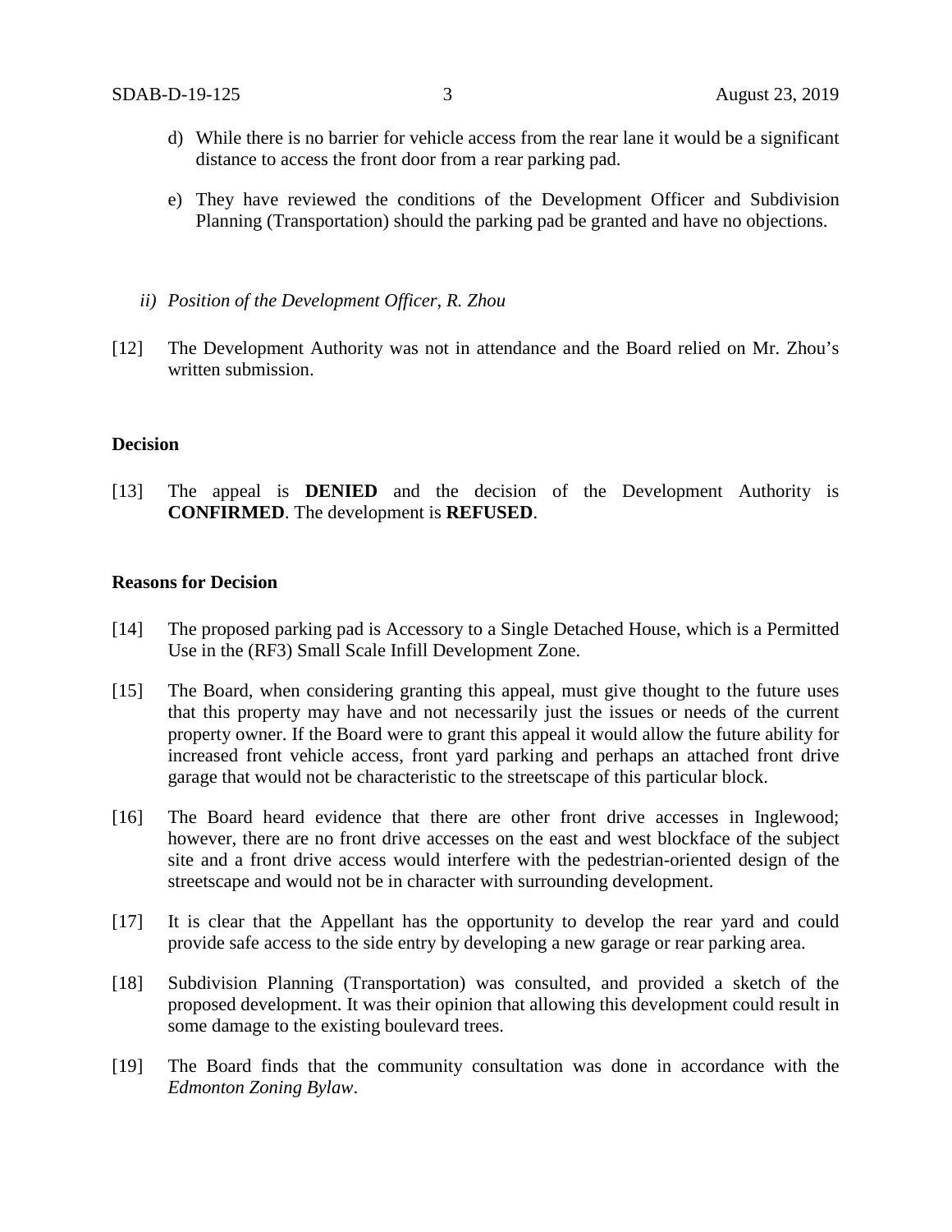d) While there is no barrier for vehicle access from the rear lane it would be a significant distance to access the front door from a rear parking pad.

e) They have reviewed the conditions of the Development Officer and Subdivision Planning (Transportation) should the parking pad be granted and have no objections.

*ii) Position of the Development Officer, R. Zhou*

[12] The Development Authority was not in attendance and the Board relied on Mr. Zhou's written submission.

**Decision**

[13] The appeal is **DENIED** and the decision of the Development Authority is **CONFIRMED**. The development is **REFUSED**.

**Reasons for Decision**

[14] The proposed parking pad is Accessory to a Single Detached House, which is a Permitted Use in the (RF3) Small Scale Infill Development Zone.

[15] The Board, when considering granting this appeal, must give thought to the future uses that this property may have and not necessarily just the issues or needs of the current property owner. If the Board were to grant this appeal it would allow the future ability for increased front vehicle access, front yard parking and perhaps an attached front drive garage that would not be characteristic to the streetscape of this particular block.

[16] The Board heard evidence that there are other front drive accesses in Inglewood; however, there are no front drive accesses on the east and west blockface of the subject site and a front drive access would interfere with the pedestrian-oriented design of the streetscape and would not be in character with surrounding development.

[17] It is clear that the Appellant has the opportunity to develop the rear yard and could provide safe access to the side entry by developing a new garage or rear parking area.

[18] Subdivision Planning (Transportation) was consulted, and provided a sketch of the proposed development. It was their opinion that allowing this development could result in some damage to the existing boulevard trees.

[19] The Board finds that the community consultation was done in accordance with the *Edmonton Zoning Bylaw*.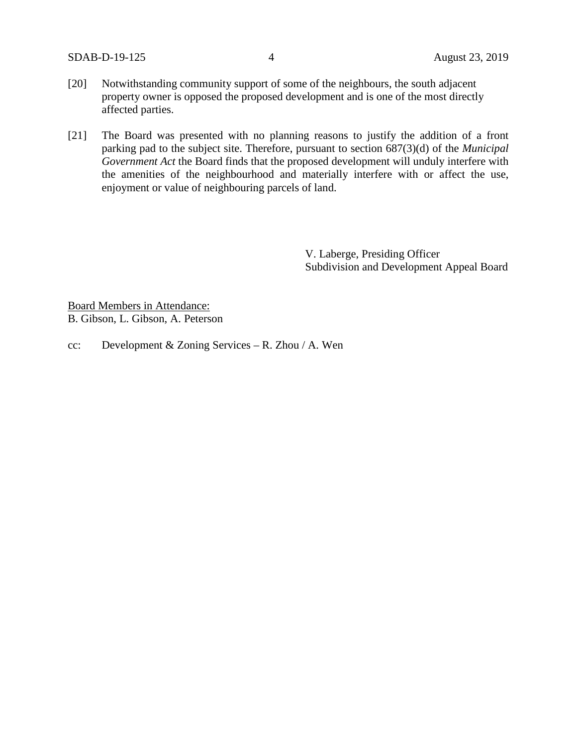[20] Notwithstanding community support of some of the neighbours, the south adjacent property owner is opposed the proposed development and is one of the most directly affected parties.

[21] The Board was presented with no planning reasons to justify the addition of a front parking pad to the subject site. Therefore, pursuant to section 687(3)(d) of the *Municipal Government Act* the Board finds that the proposed development will unduly interfere with the amenities of the neighbourhood and materially interfere with or affect the use, enjoyment or value of neighbouring parcels of land.

V. Laberge, Presiding Officer
Subdivision and Development Appeal Board

<u>Board Members in Attendance:</u>
B. Gibson, L. Gibson, A. Peterson

cc: Development & Zoning Services – R. Zhou / A. Wen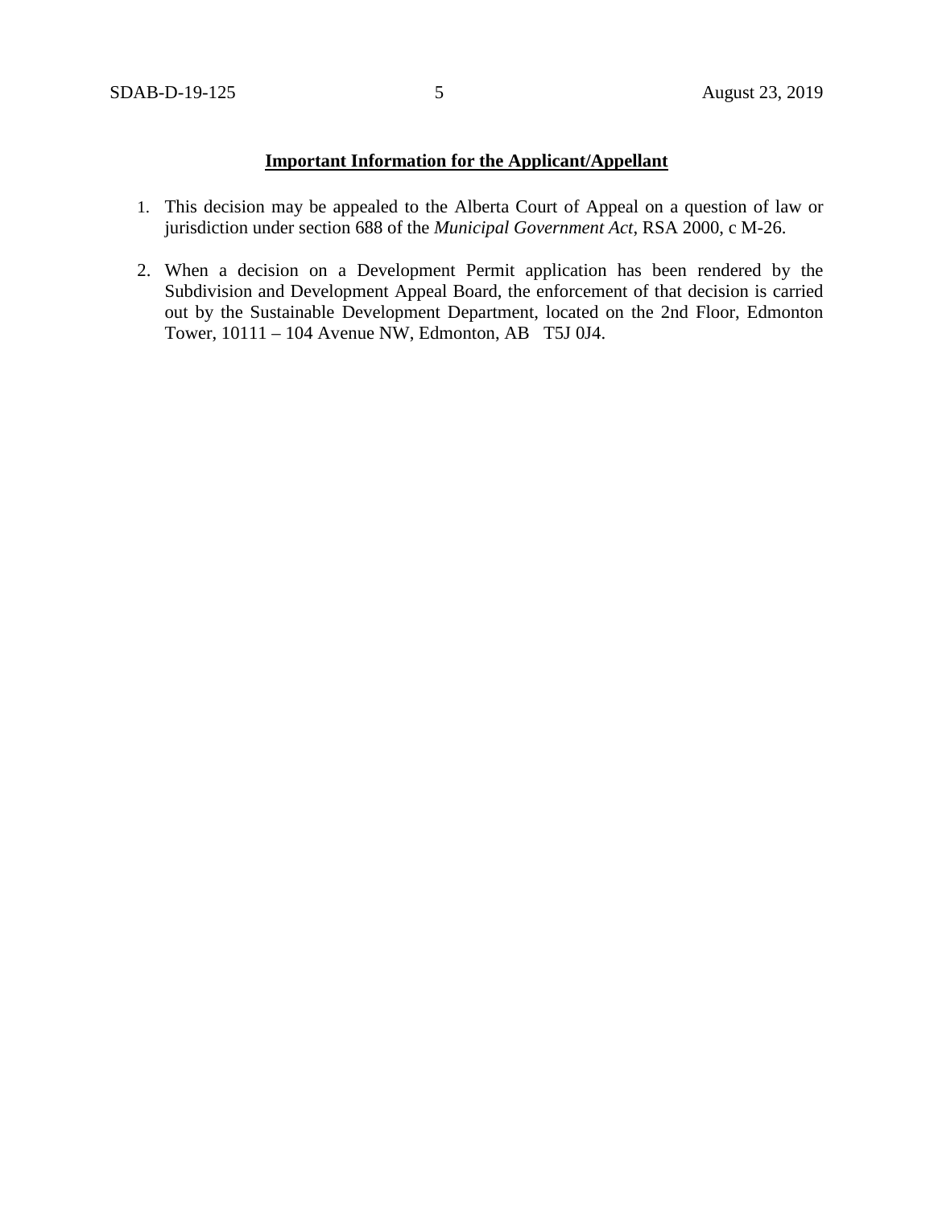**Important Information for the Applicant/Appellant**

1. This decision may be appealed to the Alberta Court of Appeal on a question of law or jurisdiction under section 688 of the *Municipal Government Act*, RSA 2000, c M-26.

2. When a decision on a Development Permit application has been rendered by the Subdivision and Development Appeal Board, the enforcement of that decision is carried out by the Sustainable Development Department, located on the 2nd Floor, Edmonton Tower, 10111 – 104 Avenue NW, Edmonton, AB T5J 0J4.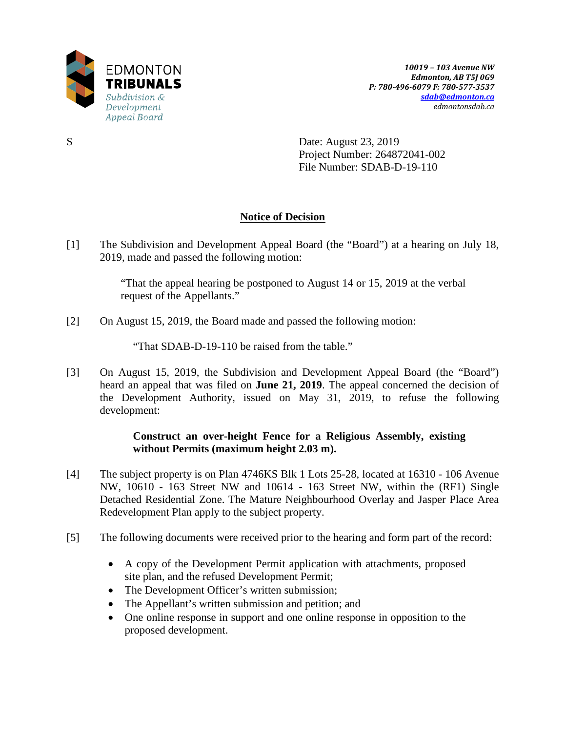EDMONTON
**TRIBUNALS**
*Subdivision & Development Appeal Board*

*10019 – 103 Avenue NW*
*Edmonton, AB T5J 0G9*
*P: 780-496-6079 F: 780-577-3537*
*sdab@edmonton.ca*
*edmontonsdab.ca*

S

Date: August 23, 2019
Project Number: 264872041-002
File Number: SDAB-D-19-110

## Notice of Decision

[1] The Subdivision and Development Appeal Board (the "Board") at a hearing on July 18, 2019, made and passed the following motion:

> "That the appeal hearing be postponed to August 14 or 15, 2019 at the verbal request of the Appellants."

[2] On August 15, 2019, the Board made and passed the following motion:

> "That SDAB-D-19-110 be raised from the table."

[3] On August 15, 2019, the Subdivision and Development Appeal Board (the "Board") heard an appeal that was filed on **June 21, 2019**. The appeal concerned the decision of the Development Authority, issued on May 31, 2019, to refuse the following development:

> **Construct an over-height Fence for a Religious Assembly, existing without Permits (maximum height 2.03 m).**

[4] The subject property is on Plan 4746KS Blk 1 Lots 25-28, located at 16310 - 106 Avenue NW, 10610 - 163 Street NW and 10614 - 163 Street NW, within the (RF1) Single Detached Residential Zone. The Mature Neighbourhood Overlay and Jasper Place Area Redevelopment Plan apply to the subject property.

[5] The following documents were received prior to the hearing and form part of the record:

- A copy of the Development Permit application with attachments, proposed site plan, and the refused Development Permit;
- The Development Officer's written submission;
- The Appellant's written submission and petition; and
- One online response in support and one online response in opposition to the proposed development.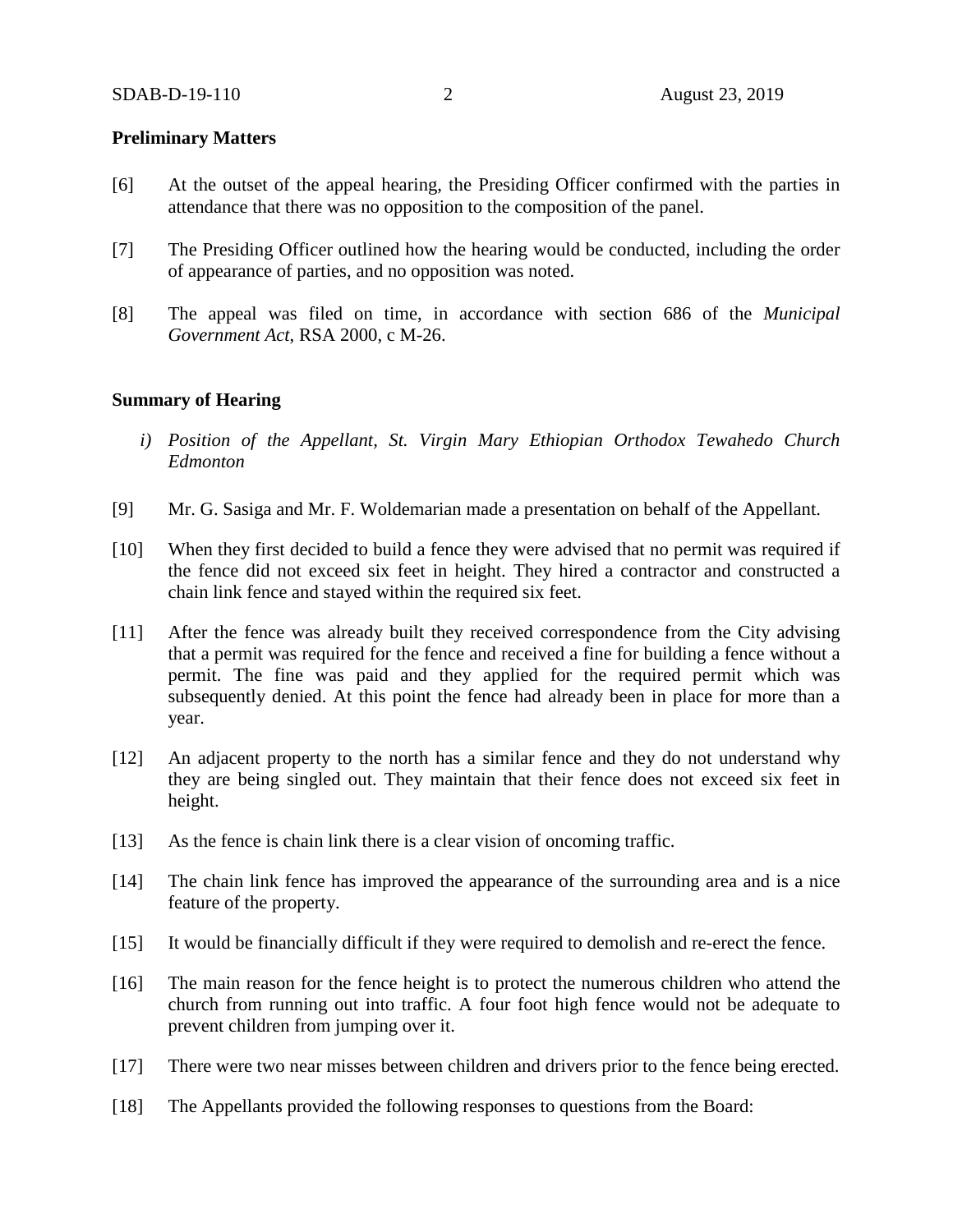**Preliminary Matters**

[6] At the outset of the appeal hearing, the Presiding Officer confirmed with the parties in attendance that there was no opposition to the composition of the panel.

[7] The Presiding Officer outlined how the hearing would be conducted, including the order of appearance of parties, and no opposition was noted.

[8] The appeal was filed on time, in accordance with section 686 of the *Municipal Government Act*, RSA 2000, c M-26.

**Summary of Hearing**

*i) Position of the Appellant, St. Virgin Mary Ethiopian Orthodox Tewahedo Church Edmonton*

[9] Mr. G. Sasiga and Mr. F. Woldemarian made a presentation on behalf of the Appellant.

[10] When they first decided to build a fence they were advised that no permit was required if the fence did not exceed six feet in height. They hired a contractor and constructed a chain link fence and stayed within the required six feet.

[11] After the fence was already built they received correspondence from the City advising that a permit was required for the fence and received a fine for building a fence without a permit. The fine was paid and they applied for the required permit which was subsequently denied. At this point the fence had already been in place for more than a year.

[12] An adjacent property to the north has a similar fence and they do not understand why they are being singled out. They maintain that their fence does not exceed six feet in height.

[13] As the fence is chain link there is a clear vision of oncoming traffic.

[14] The chain link fence has improved the appearance of the surrounding area and is a nice feature of the property.

[15] It would be financially difficult if they were required to demolish and re-erect the fence.

[16] The main reason for the fence height is to protect the numerous children who attend the church from running out into traffic. A four foot high fence would not be adequate to prevent children from jumping over it.

[17] There were two near misses between children and drivers prior to the fence being erected.

[18] The Appellants provided the following responses to questions from the Board: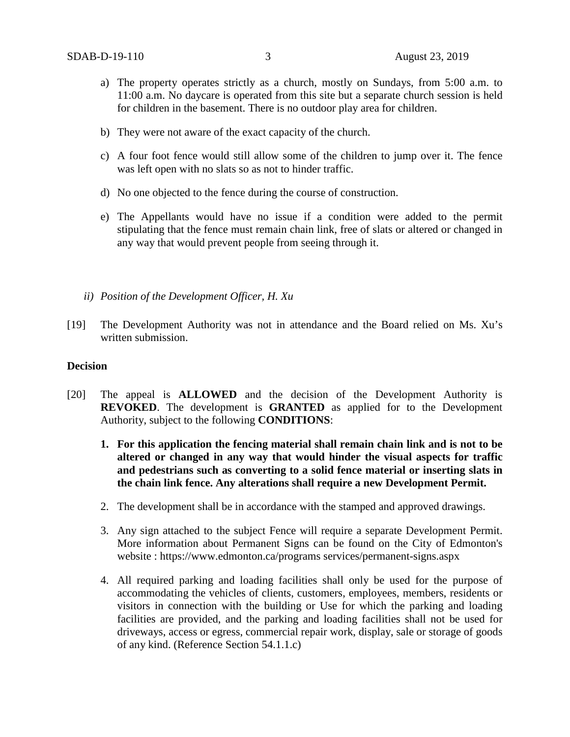a) The property operates strictly as a church, mostly on Sundays, from 5:00 a.m. to 11:00 a.m. No daycare is operated from this site but a separate church session is held for children in the basement. There is no outdoor play area for children.

b) They were not aware of the exact capacity of the church.

c) A four foot fence would still allow some of the children to jump over it. The fence was left open with no slats so as not to hinder traffic.

d) No one objected to the fence during the course of construction.

e) The Appellants would have no issue if a condition were added to the permit stipulating that the fence must remain chain link, free of slats or altered or changed in any way that would prevent people from seeing through it.

*ii) Position of the Development Officer, H. Xu*

[19] The Development Authority was not in attendance and the Board relied on Ms. Xu's written submission.

**Decision**

[20] The appeal is **ALLOWED** and the decision of the Development Authority is **REVOKED**. The development is **GRANTED** as applied for to the Development Authority, subject to the following **CONDITIONS**:

1. **For this application the fencing material shall remain chain link and is not to be altered or changed in any way that would hinder the visual aspects for traffic and pedestrians such as converting to a solid fence material or inserting slats in the chain link fence. Any alterations shall require a new Development Permit.**

2. The development shall be in accordance with the stamped and approved drawings.

3. Any sign attached to the subject Fence will require a separate Development Permit. More information about Permanent Signs can be found on the City of Edmonton's website : https://www.edmonton.ca/programs services/permanent-signs.aspx

4. All required parking and loading facilities shall only be used for the purpose of accommodating the vehicles of clients, customers, employees, members, residents or visitors in connection with the building or Use for which the parking and loading facilities are provided, and the parking and loading facilities shall not be used for driveways, access or egress, commercial repair work, display, sale or storage of goods of any kind. (Reference Section 54.1.1.c)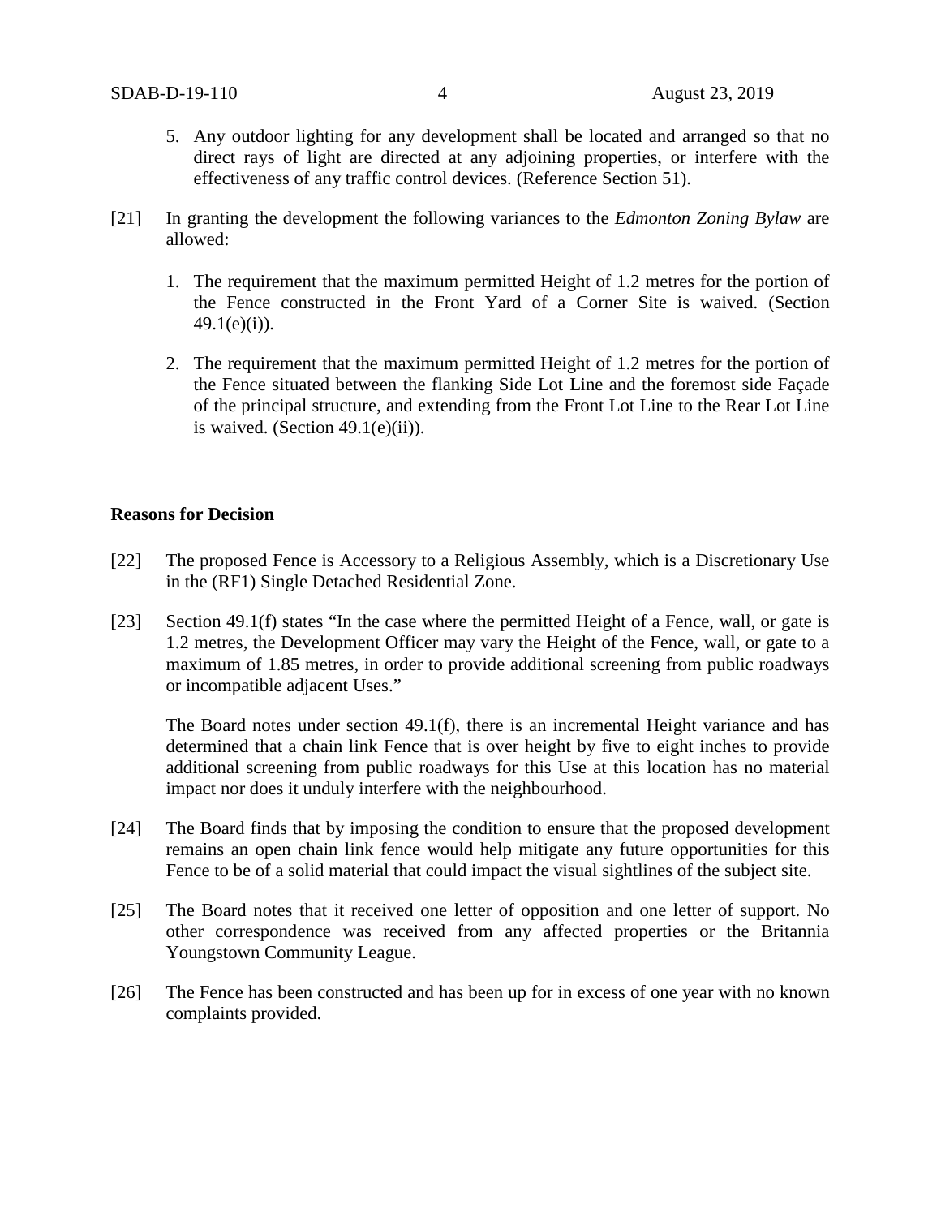5. Any outdoor lighting for any development shall be located and arranged so that no direct rays of light are directed at any adjoining properties, or interfere with the effectiveness of any traffic control devices. (Reference Section 51).

[21] In granting the development the following variances to the *Edmonton Zoning Bylaw* are allowed:

1. The requirement that the maximum permitted Height of 1.2 metres for the portion of the Fence constructed in the Front Yard of a Corner Site is waived. (Section 49.1(e)(i)).

2. The requirement that the maximum permitted Height of 1.2 metres for the portion of the Fence situated between the flanking Side Lot Line and the foremost side Façade of the principal structure, and extending from the Front Lot Line to the Rear Lot Line is waived. (Section 49.1(e)(ii)).

**Reasons for Decision**

[22] The proposed Fence is Accessory to a Religious Assembly, which is a Discretionary Use in the (RF1) Single Detached Residential Zone.

[23] Section 49.1(f) states "In the case where the permitted Height of a Fence, wall, or gate is 1.2 metres, the Development Officer may vary the Height of the Fence, wall, or gate to a maximum of 1.85 metres, in order to provide additional screening from public roadways or incompatible adjacent Uses."

The Board notes under section 49.1(f), there is an incremental Height variance and has determined that a chain link Fence that is over height by five to eight inches to provide additional screening from public roadways for this Use at this location has no material impact nor does it unduly interfere with the neighbourhood.

[24] The Board finds that by imposing the condition to ensure that the proposed development remains an open chain link fence would help mitigate any future opportunities for this Fence to be of a solid material that could impact the visual sightlines of the subject site.

[25] The Board notes that it received one letter of opposition and one letter of support. No other correspondence was received from any affected properties or the Britannia Youngstown Community League.

[26] The Fence has been constructed and has been up for in excess of one year with no known complaints provided.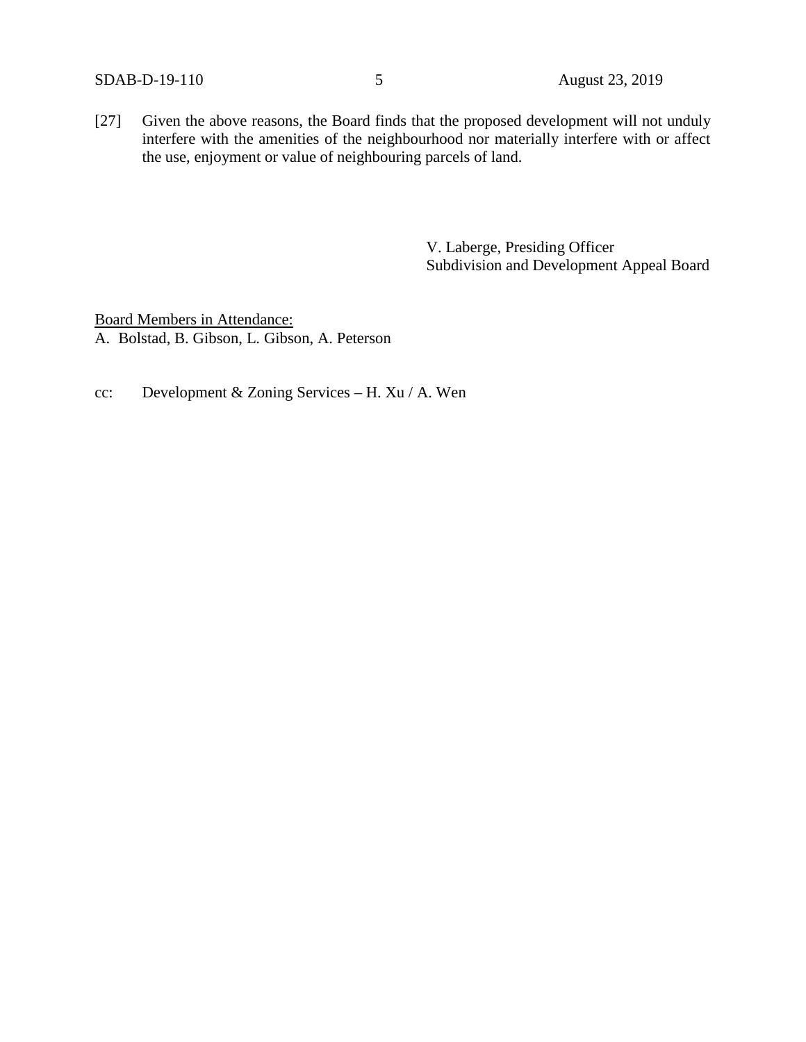[27] Given the above reasons, the Board finds that the proposed development will not unduly interfere with the amenities of the neighbourhood nor materially interfere with or affect the use, enjoyment or value of neighbouring parcels of land.

V. Laberge, Presiding Officer
Subdivision and Development Appeal Board

Board Members in Attendance:
A. Bolstad, B. Gibson, L. Gibson, A. Peterson

cc: Development & Zoning Services – H. Xu / A. Wen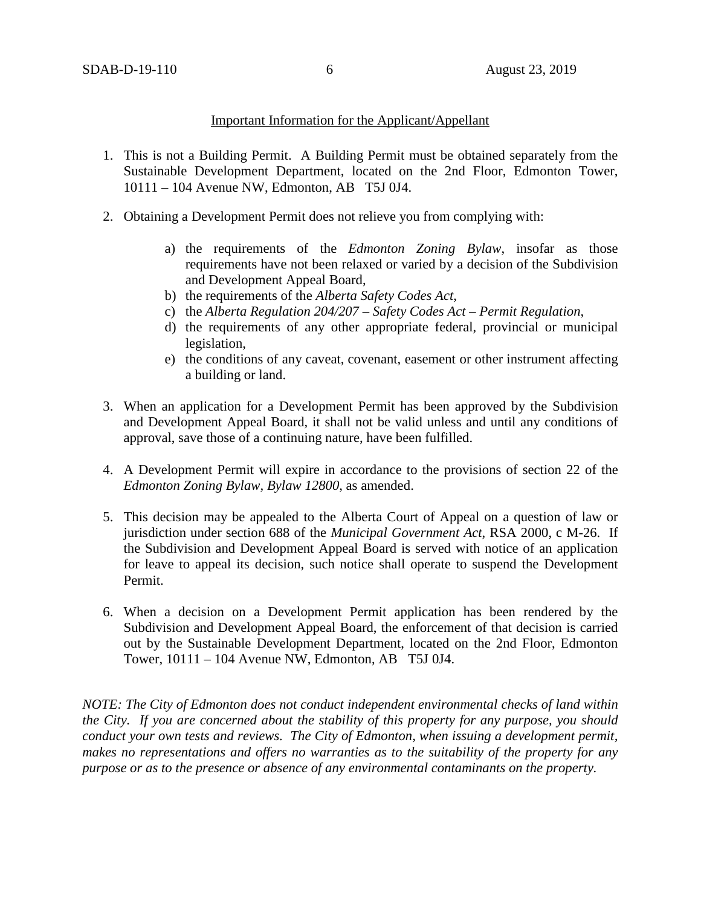Important Information for the Applicant/Appellant

1. This is not a Building Permit. A Building Permit must be obtained separately from the Sustainable Development Department, located on the 2nd Floor, Edmonton Tower, 10111 – 104 Avenue NW, Edmonton, AB T5J 0J4.

2. Obtaining a Development Permit does not relieve you from complying with:

   a) the requirements of the *Edmonton Zoning Bylaw*, insofar as those requirements have not been relaxed or varied by a decision of the Subdivision and Development Appeal Board,
   b) the requirements of the *Alberta Safety Codes Act*,
   c) the *Alberta Regulation 204/207 – Safety Codes Act – Permit Regulation*,
   d) the requirements of any other appropriate federal, provincial or municipal legislation,
   e) the conditions of any caveat, covenant, easement or other instrument affecting a building or land.

3. When an application for a Development Permit has been approved by the Subdivision and Development Appeal Board, it shall not be valid unless and until any conditions of approval, save those of a continuing nature, have been fulfilled.

4. A Development Permit will expire in accordance to the provisions of section 22 of the *Edmonton Zoning Bylaw, Bylaw 12800*, as amended.

5. This decision may be appealed to the Alberta Court of Appeal on a question of law or jurisdiction under section 688 of the *Municipal Government Act*, RSA 2000, c M-26. If the Subdivision and Development Appeal Board is served with notice of an application for leave to appeal its decision, such notice shall operate to suspend the Development Permit.

6. When a decision on a Development Permit application has been rendered by the Subdivision and Development Appeal Board, the enforcement of that decision is carried out by the Sustainable Development Department, located on the 2nd Floor, Edmonton Tower, 10111 – 104 Avenue NW, Edmonton, AB T5J 0J4.

*NOTE: The City of Edmonton does not conduct independent environmental checks of land within the City. If you are concerned about the stability of this property for any purpose, you should conduct your own tests and reviews. The City of Edmonton, when issuing a development permit, makes no representations and offers no warranties as to the suitability of the property for any purpose or as to the presence or absence of any environmental contaminants on the property.*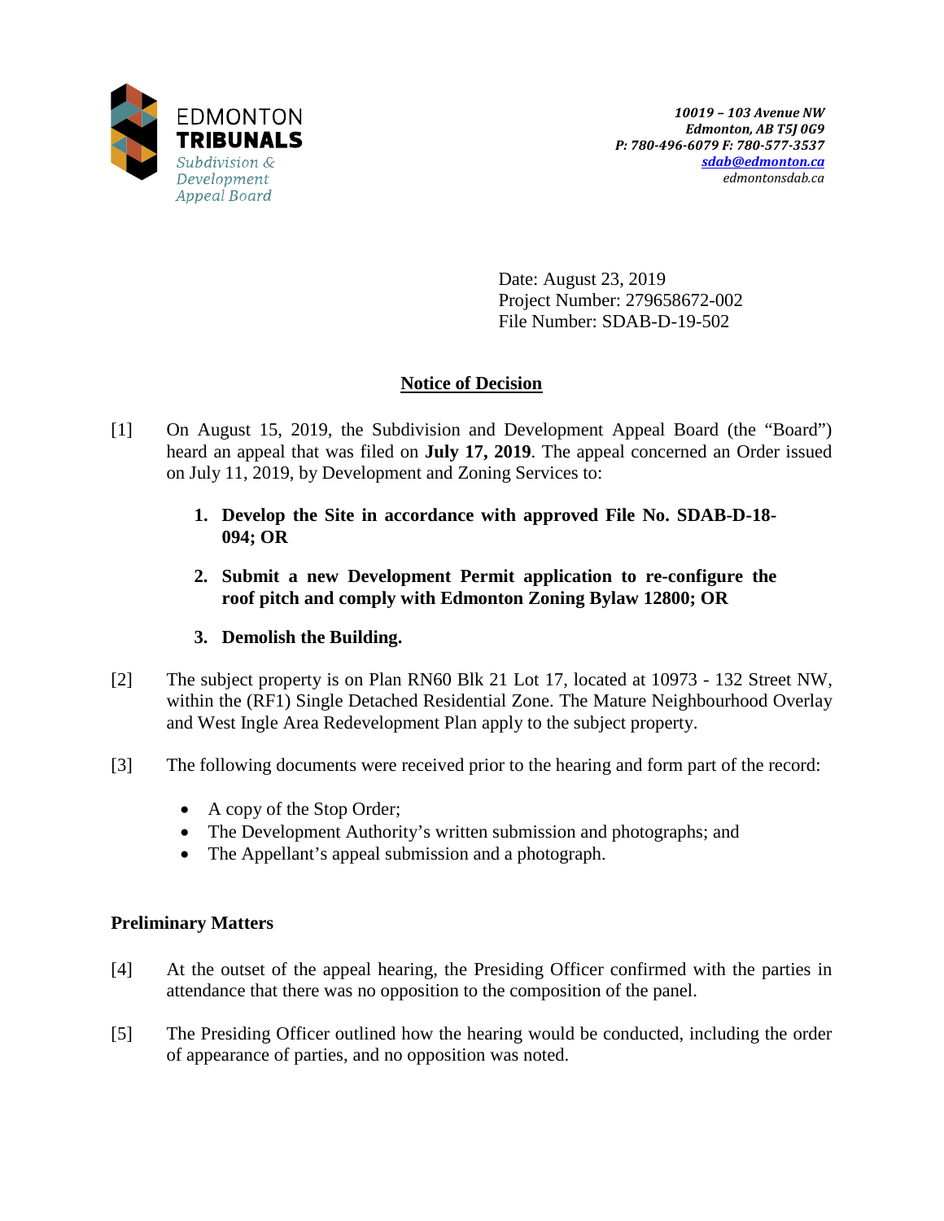EDMONTON
**TRIBUNALS**
*Subdivision & Development Appeal Board*

*10019 – 103 Avenue NW*
*Edmonton, AB T5J 0G9*
*P: 780-496-6079 F: 780-577-3537*
*sdab@edmonton.ca*
*edmontonsdab.ca*

Date: August 23, 2019
Project Number: 279658672-002
File Number: SDAB-D-19-502

## Notice of Decision

[1] On August 15, 2019, the Subdivision and Development Appeal Board (the "Board") heard an appeal that was filed on **July 17, 2019**. The appeal concerned an Order issued on July 11, 2019, by Development and Zoning Services to:

1. **Develop the Site in accordance with approved File No. SDAB-D-18-094; OR**
2. **Submit a new Development Permit application to re-configure the roof pitch and comply with Edmonton Zoning Bylaw 12800; OR**
3. **Demolish the Building.**

[2] The subject property is on Plan RN60 Blk 21 Lot 17, located at 10973 - 132 Street NW, within the (RF1) Single Detached Residential Zone. The Mature Neighbourhood Overlay and West Ingle Area Redevelopment Plan apply to the subject property.

[3] The following documents were received prior to the hearing and form part of the record:

- A copy of the Stop Order;
- The Development Authority's written submission and photographs; and
- The Appellant's appeal submission and a photograph.

### Preliminary Matters

[4] At the outset of the appeal hearing, the Presiding Officer confirmed with the parties in attendance that there was no opposition to the composition of the panel.

[5] The Presiding Officer outlined how the hearing would be conducted, including the order of appearance of parties, and no opposition was noted.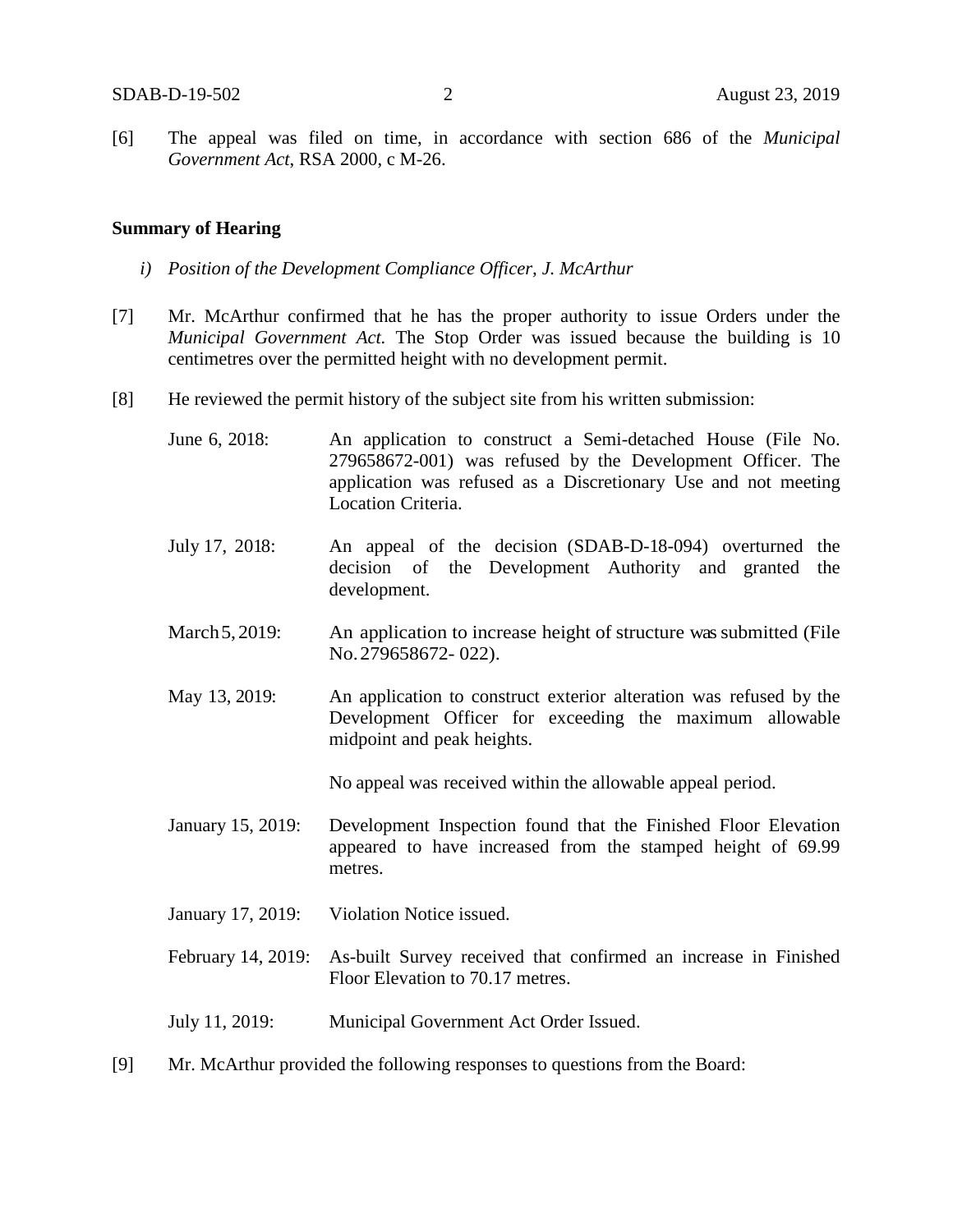[6] The appeal was filed on time, in accordance with section 686 of the *Municipal Government Act*, RSA 2000, c M-26.

**Summary of Hearing**

*i) Position of the Development Compliance Officer, J. McArthur*

[7] Mr. McArthur confirmed that he has the proper authority to issue Orders under the *Municipal Government Act.* The Stop Order was issued because the building is 10 centimetres over the permitted height with no development permit.

[8] He reviewed the permit history of the subject site from his written submission:

June 6, 2018: An application to construct a Semi-detached House (File No. 279658672-001) was refused by the Development Officer. The application was refused as a Discretionary Use and not meeting Location Criteria.

July 17, 2018: An appeal of the decision (SDAB-D-18-094) overturned the decision of the Development Authority and granted the development.

March 5, 2019: An application to increase height of structure was submitted (File No. 279658672- 022).

May 13, 2019: An application to construct exterior alteration was refused by the Development Officer for exceeding the maximum allowable midpoint and peak heights.

No appeal was received within the allowable appeal period.

January 15, 2019: Development Inspection found that the Finished Floor Elevation appeared to have increased from the stamped height of 69.99 metres.

January 17, 2019: Violation Notice issued.

February 14, 2019: As-built Survey received that confirmed an increase in Finished Floor Elevation to 70.17 metres.

July 11, 2019: Municipal Government Act Order Issued.

[9] Mr. McArthur provided the following responses to questions from the Board: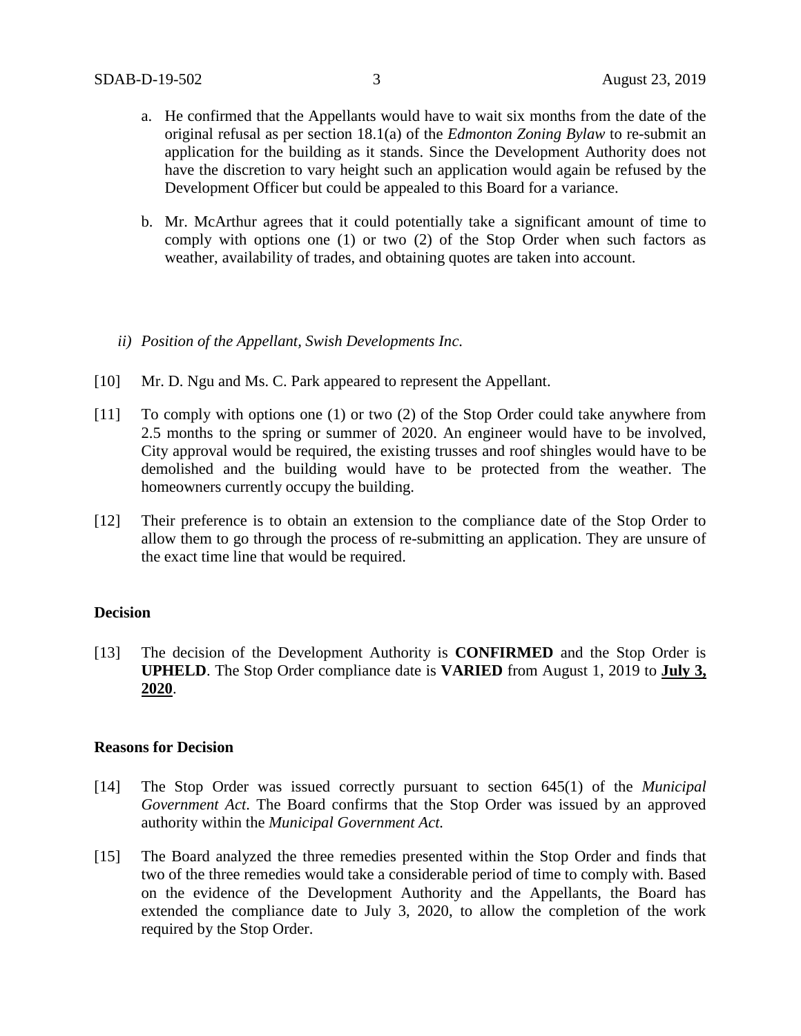a. He confirmed that the Appellants would have to wait six months from the date of the original refusal as per section 18.1(a) of the *Edmonton Zoning Bylaw* to re-submit an application for the building as it stands. Since the Development Authority does not have the discretion to vary height such an application would again be refused by the Development Officer but could be appealed to this Board for a variance.

b. Mr. McArthur agrees that it could potentially take a significant amount of time to comply with options one (1) or two (2) of the Stop Order when such factors as weather, availability of trades, and obtaining quotes are taken into account.

*ii) Position of the Appellant, Swish Developments Inc.*

[10] Mr. D. Ngu and Ms. C. Park appeared to represent the Appellant.

[11] To comply with options one (1) or two (2) of the Stop Order could take anywhere from 2.5 months to the spring or summer of 2020. An engineer would have to be involved, City approval would be required, the existing trusses and roof shingles would have to be demolished and the building would have to be protected from the weather. The homeowners currently occupy the building.

[12] Their preference is to obtain an extension to the compliance date of the Stop Order to allow them to go through the process of re-submitting an application. They are unsure of the exact time line that would be required.

**Decision**

[13] The decision of the Development Authority is **CONFIRMED** and the Stop Order is **UPHELD**. The Stop Order compliance date is **VARIED** from August 1, 2019 to **July 3, 2020**.

**Reasons for Decision**

[14] The Stop Order was issued correctly pursuant to section 645(1) of the *Municipal Government Act*. The Board confirms that the Stop Order was issued by an approved authority within the *Municipal Government Act.*

[15] The Board analyzed the three remedies presented within the Stop Order and finds that two of the three remedies would take a considerable period of time to comply with. Based on the evidence of the Development Authority and the Appellants, the Board has extended the compliance date to July 3, 2020, to allow the completion of the work required by the Stop Order.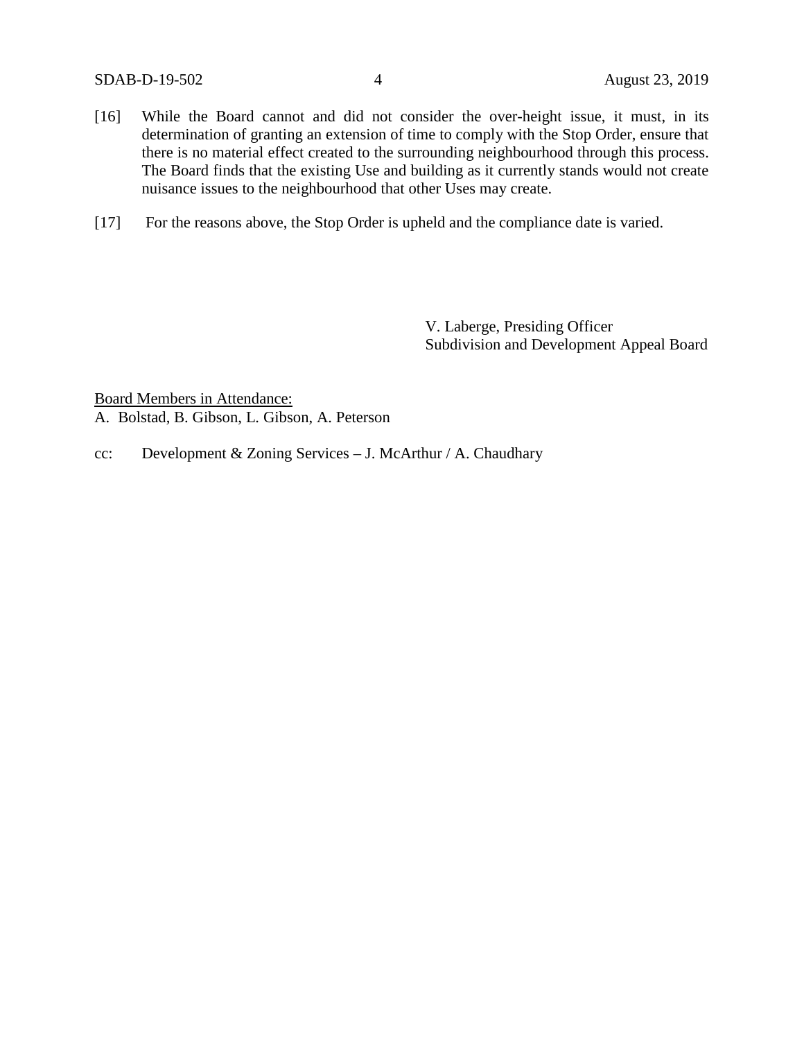[16] While the Board cannot and did not consider the over-height issue, it must, in its determination of granting an extension of time to comply with the Stop Order, ensure that there is no material effect created to the surrounding neighbourhood through this process. The Board finds that the existing Use and building as it currently stands would not create nuisance issues to the neighbourhood that other Uses may create.

[17] For the reasons above, the Stop Order is upheld and the compliance date is varied.

V. Laberge, Presiding Officer
Subdivision and Development Appeal Board

Board Members in Attendance:
A. Bolstad, B. Gibson, L. Gibson, A. Peterson

cc: Development & Zoning Services – J. McArthur / A. Chaudhary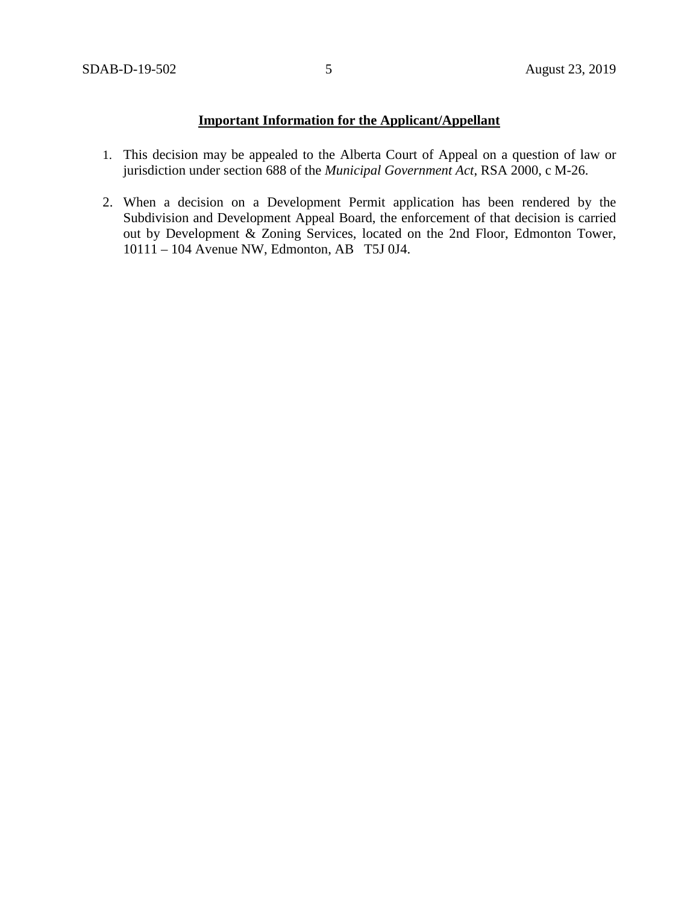**<u>Important Information for the Applicant/Appellant</u>**

1. This decision may be appealed to the Alberta Court of Appeal on a question of law or jurisdiction under section 688 of the *Municipal Government Act*, RSA 2000, c M-26.

2. When a decision on a Development Permit application has been rendered by the Subdivision and Development Appeal Board, the enforcement of that decision is carried out by Development & Zoning Services, located on the 2nd Floor, Edmonton Tower, 10111 – 104 Avenue NW, Edmonton, AB T5J 0J4.